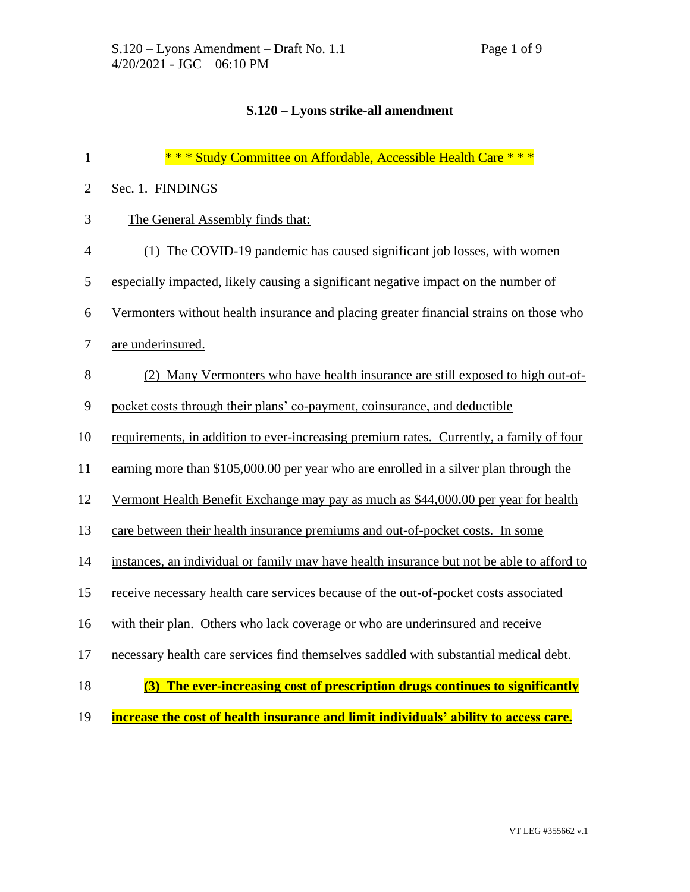# S.120 – Lyons strike-all amendment

\* \* \* Study Committee on Affordable, Accessible Health Care \* \* \*

Sec. 1. FINDINGS

The General Assembly finds that:

(1) The COVID-19 pandemic has caused significant job losses, with women especially impacted, likely causing a significant negative impact on the number of Vermonters without health insurance and placing greater financial strains on those who are underinsured.

(2) Many Vermonters who have health insurance are still exposed to high out-of-pocket costs through their plans' co-payment, coinsurance, and deductible requirements, in addition to ever-increasing premium rates. Currently, a family of four earning more than $105,000.00 per year who are enrolled in a silver plan through the Vermont Health Benefit Exchange may pay as much as $44,000.00 per year for health care between their health insurance premiums and out-of-pocket costs. In some instances, an individual or family may have health insurance but not be able to afford to receive necessary health care services because of the out-of-pocket costs associated with their plan. Others who lack coverage or who are underinsured and receive necessary health care services find themselves saddled with substantial medical debt.

**(3) The ever-increasing cost of prescription drugs continues to significantly increase the cost of health insurance and limit individuals' ability to access care.**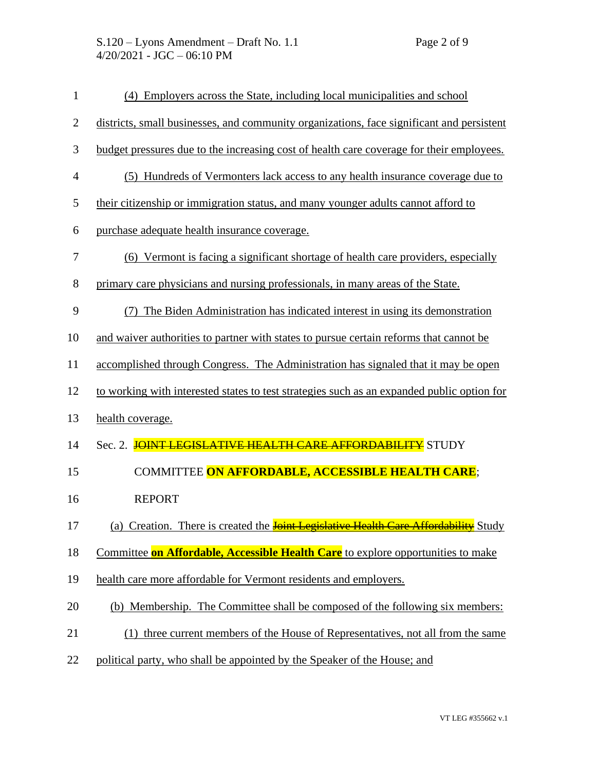(4) Employers across the State, including local municipalities and school districts, small businesses, and community organizations, face significant and persistent budget pressures due to the increasing cost of health care coverage for their employees.

(5) Hundreds of Vermonters lack access to any health insurance coverage due to their citizenship or immigration status, and many younger adults cannot afford to purchase adequate health insurance coverage.

(6) Vermont is facing a significant shortage of health care providers, especially primary care physicians and nursing professionals, in many areas of the State.

(7) The Biden Administration has indicated interest in using its demonstration and waiver authorities to partner with states to pursue certain reforms that cannot be accomplished through Congress. The Administration has signaled that it may be open to working with interested states to test strategies such as an expanded public option for health coverage.

Sec. 2. ~~JOINT LEGISLATIVE HEALTH CARE AFFORDABILITY~~ STUDY COMMITTEE **ON AFFORDABLE, ACCESSIBLE HEALTH CARE**; REPORT

(a) Creation. There is created the ~~Joint Legislative Health Care Affordability~~ Study Committee **on Affordable, Accessible Health Care** to explore opportunities to make health care more affordable for Vermont residents and employers.

(b) Membership. The Committee shall be composed of the following six members:

(1) three current members of the House of Representatives, not all from the same political party, who shall be appointed by the Speaker of the House; and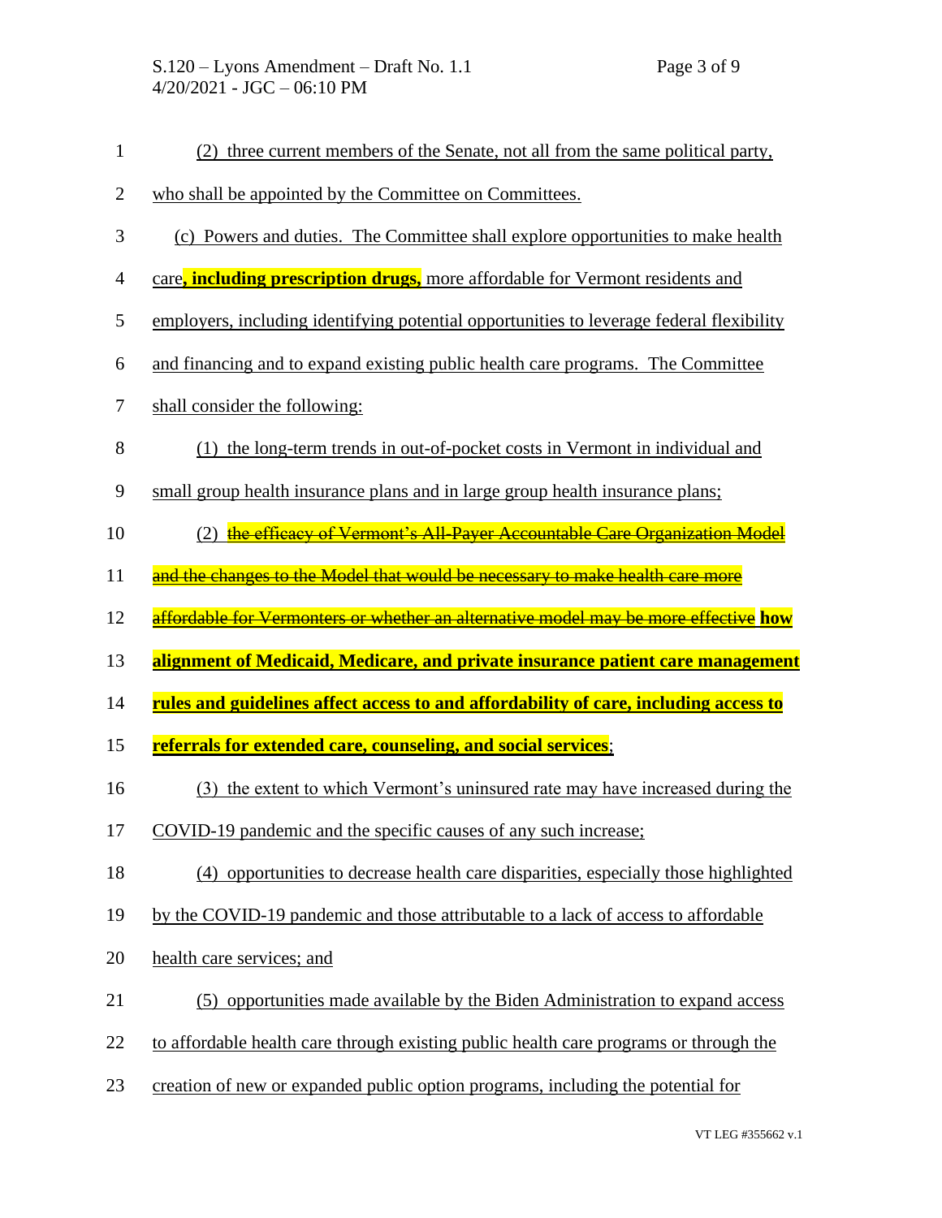(2) three current members of the Senate, not all from the same political party, who shall be appointed by the Committee on Committees.

(c) Powers and duties. The Committee shall explore opportunities to make health care**, including prescription drugs,** more affordable for Vermont residents and employers, including identifying potential opportunities to leverage federal flexibility and financing and to expand existing public health care programs. The Committee shall consider the following:

(1) the long-term trends in out-of-pocket costs in Vermont in individual and small group health insurance plans and in large group health insurance plans;

(2) ~~the efficacy of Vermont's All-Payer Accountable Care Organization Model and the changes to the Model that would be necessary to make health care more affordable for Vermonters or whether an alternative model may be more effective~~ **how alignment of Medicaid, Medicare, and private insurance patient care management rules and guidelines affect access to and affordability of care, including access to referrals for extended care, counseling, and social services**;

(3) the extent to which Vermont's uninsured rate may have increased during the COVID-19 pandemic and the specific causes of any such increase;

(4) opportunities to decrease health care disparities, especially those highlighted by the COVID-19 pandemic and those attributable to a lack of access to affordable health care services; and

(5) opportunities made available by the Biden Administration to expand access to affordable health care through existing public health care programs or through the creation of new or expanded public option programs, including the potential for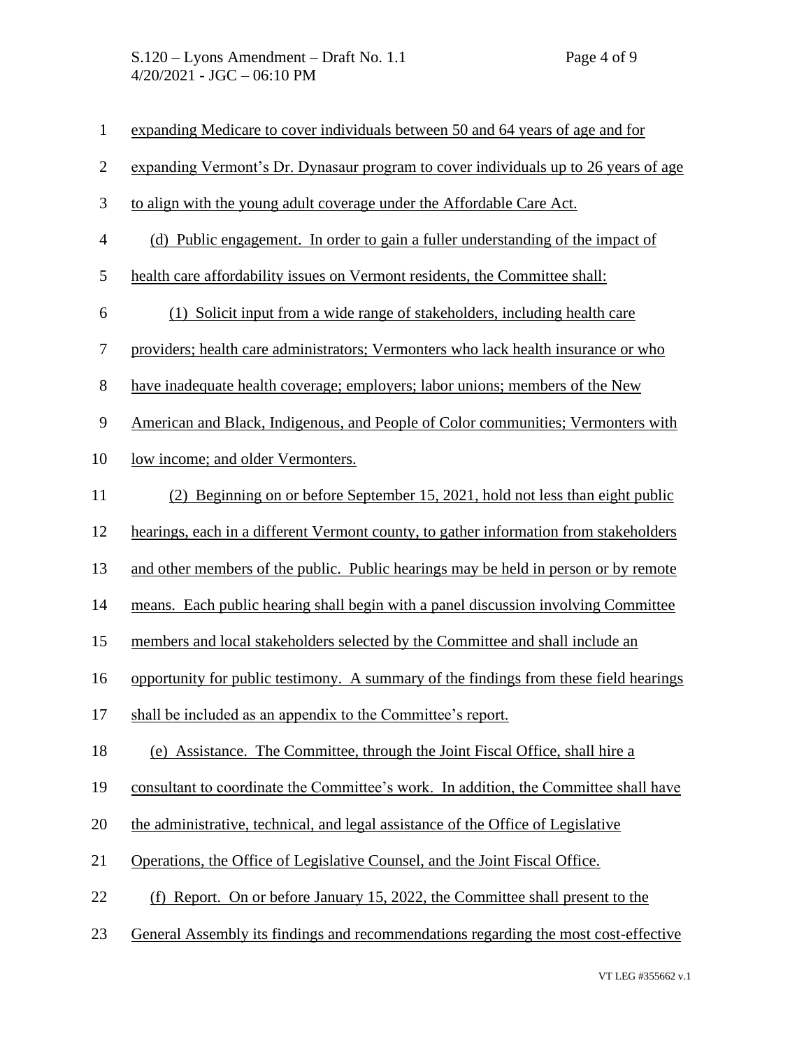expanding Medicare to cover individuals between 50 and 64 years of age and for expanding Vermont's Dr. Dynasaur program to cover individuals up to 26 years of age to align with the young adult coverage under the Affordable Care Act.

(d) Public engagement. In order to gain a fuller understanding of the impact of health care affordability issues on Vermont residents, the Committee shall:

(1) Solicit input from a wide range of stakeholders, including health care providers; health care administrators; Vermonters who lack health insurance or who have inadequate health coverage; employers; labor unions; members of the New American and Black, Indigenous, and People of Color communities; Vermonters with low income; and older Vermonters.

(2) Beginning on or before September 15, 2021, hold not less than eight public hearings, each in a different Vermont county, to gather information from stakeholders and other members of the public. Public hearings may be held in person or by remote means. Each public hearing shall begin with a panel discussion involving Committee members and local stakeholders selected by the Committee and shall include an opportunity for public testimony. A summary of the findings from these field hearings shall be included as an appendix to the Committee's report.

(e) Assistance. The Committee, through the Joint Fiscal Office, shall hire a consultant to coordinate the Committee's work. In addition, the Committee shall have the administrative, technical, and legal assistance of the Office of Legislative Operations, the Office of Legislative Counsel, and the Joint Fiscal Office.

(f) Report. On or before January 15, 2022, the Committee shall present to the General Assembly its findings and recommendations regarding the most cost-effective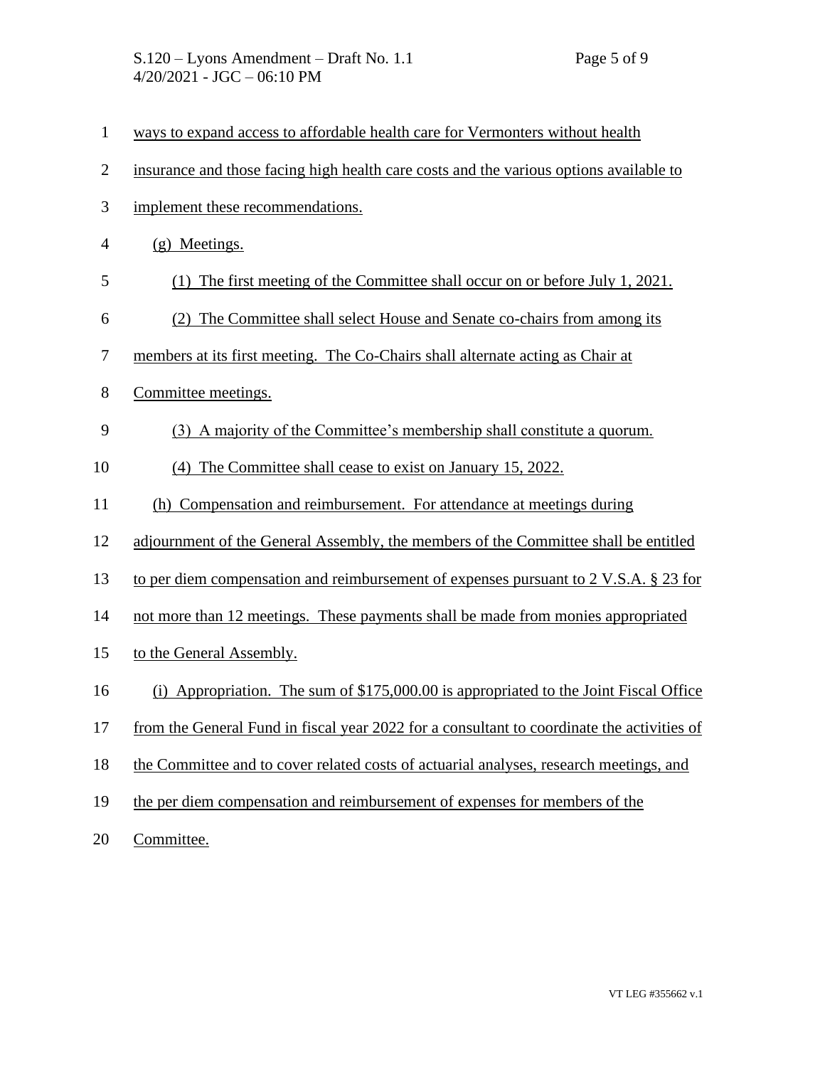ways to expand access to affordable health care for Vermonters without health insurance and those facing high health care costs and the various options available to implement these recommendations.

(g) Meetings.

(1) The first meeting of the Committee shall occur on or before July 1, 2021.

(2) The Committee shall select House and Senate co-chairs from among its members at its first meeting. The Co-Chairs shall alternate acting as Chair at Committee meetings.

(3) A majority of the Committee's membership shall constitute a quorum.

(4) The Committee shall cease to exist on January 15, 2022.

(h) Compensation and reimbursement. For attendance at meetings during adjournment of the General Assembly, the members of the Committee shall be entitled to per diem compensation and reimbursement of expenses pursuant to 2 V.S.A. § 23 for not more than 12 meetings. These payments shall be made from monies appropriated to the General Assembly.

(i) Appropriation. The sum of $175,000.00 is appropriated to the Joint Fiscal Office from the General Fund in fiscal year 2022 for a consultant to coordinate the activities of the Committee and to cover related costs of actuarial analyses, research meetings, and the per diem compensation and reimbursement of expenses for members of the Committee.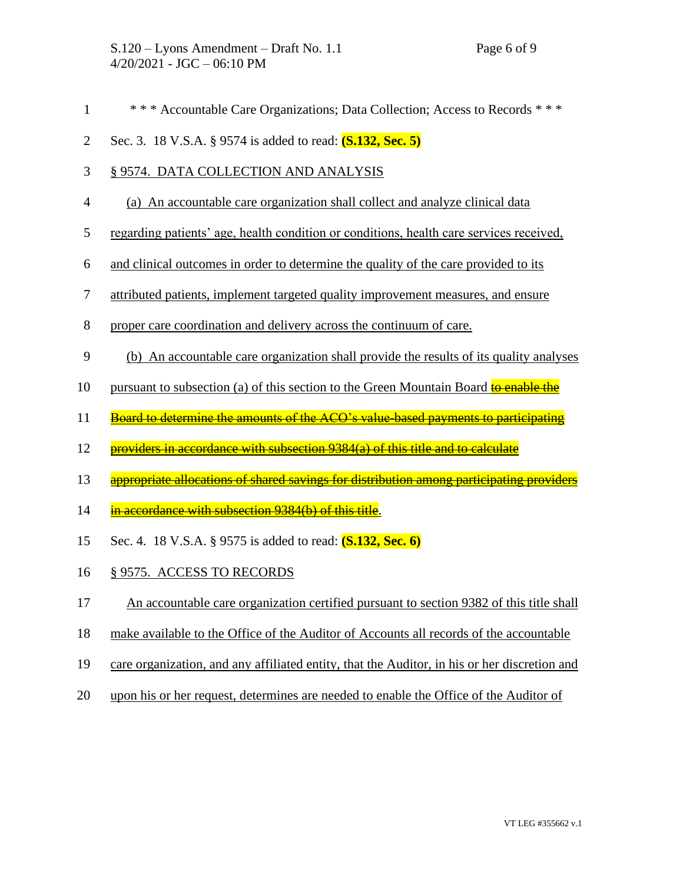\* \* \* Accountable Care Organizations; Data Collection; Access to Records \* \* \*

Sec. 3. 18 V.S.A. § 9574 is added to read: **(S.132, Sec. 5)**

<u>§ 9574. DATA COLLECTION AND ANALYSIS</u>

<u>(a) An accountable care organization shall collect and analyze clinical data regarding patients' age, health condition or conditions, health care services received, and clinical outcomes in order to determine the quality of the care provided to its attributed patients, implement targeted quality improvement measures, and ensure proper care coordination and delivery across the continuum of care.</u>

<u>(b) An accountable care organization shall provide the results of its quality analyses pursuant to subsection (a) of this section to the Green Mountain Board</u> ~~to enable the Board to determine the amounts of the ACO's value-based payments to participating providers in accordance with subsection 9384(a) of this title and to calculate appropriate allocations of shared savings for distribution among participating providers in accordance with subsection 9384(b) of this title~~.

Sec. 4. 18 V.S.A. § 9575 is added to read: **(S.132, Sec. 6)**

<u>§ 9575. ACCESS TO RECORDS</u>

<u>An accountable care organization certified pursuant to section 9382 of this title shall make available to the Office of the Auditor of Accounts all records of the accountable care organization, and any affiliated entity, that the Auditor, in his or her discretion and upon his or her request, determines are needed to enable the Office of the Auditor of</u>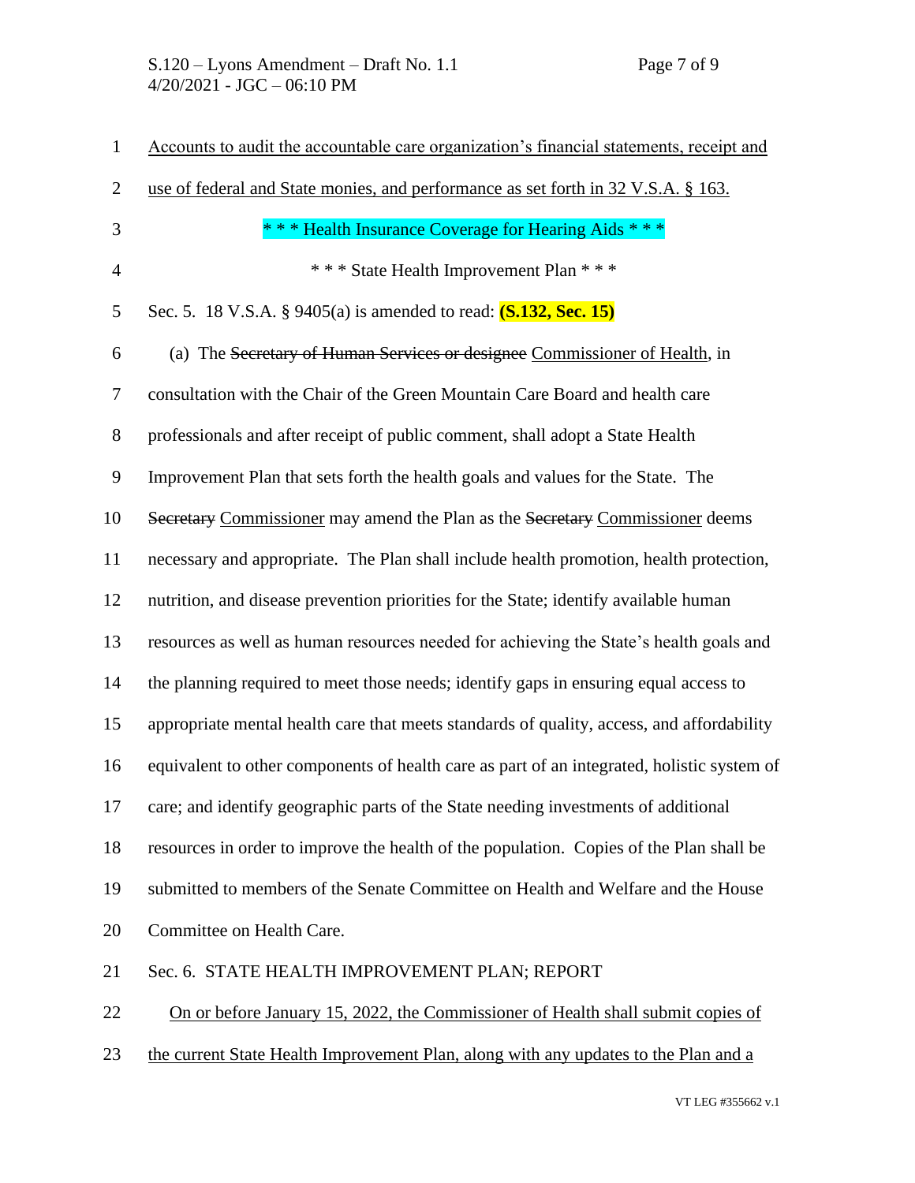Accounts to audit the accountable care organization's financial statements, receipt and use of federal and State monies, and performance as set forth in 32 V.S.A. § 163.

* * * Health Insurance Coverage for Hearing Aids * * *

* * * State Health Improvement Plan * * *

Sec. 5. 18 V.S.A. § 9405(a) is amended to read: **(S.132, Sec. 15)**

(a) The ~~Secretary of Human Services or designee~~ Commissioner of Health, in consultation with the Chair of the Green Mountain Care Board and health care professionals and after receipt of public comment, shall adopt a State Health Improvement Plan that sets forth the health goals and values for the State. The ~~Secretary~~ Commissioner may amend the Plan as the ~~Secretary~~ Commissioner deems necessary and appropriate. The Plan shall include health promotion, health protection, nutrition, and disease prevention priorities for the State; identify available human resources as well as human resources needed for achieving the State's health goals and the planning required to meet those needs; identify gaps in ensuring equal access to appropriate mental health care that meets standards of quality, access, and affordability equivalent to other components of health care as part of an integrated, holistic system of care; and identify geographic parts of the State needing investments of additional resources in order to improve the health of the population. Copies of the Plan shall be submitted to members of the Senate Committee on Health and Welfare and the House Committee on Health Care.

Sec. 6. STATE HEALTH IMPROVEMENT PLAN; REPORT

On or before January 15, 2022, the Commissioner of Health shall submit copies of the current State Health Improvement Plan, along with any updates to the Plan and a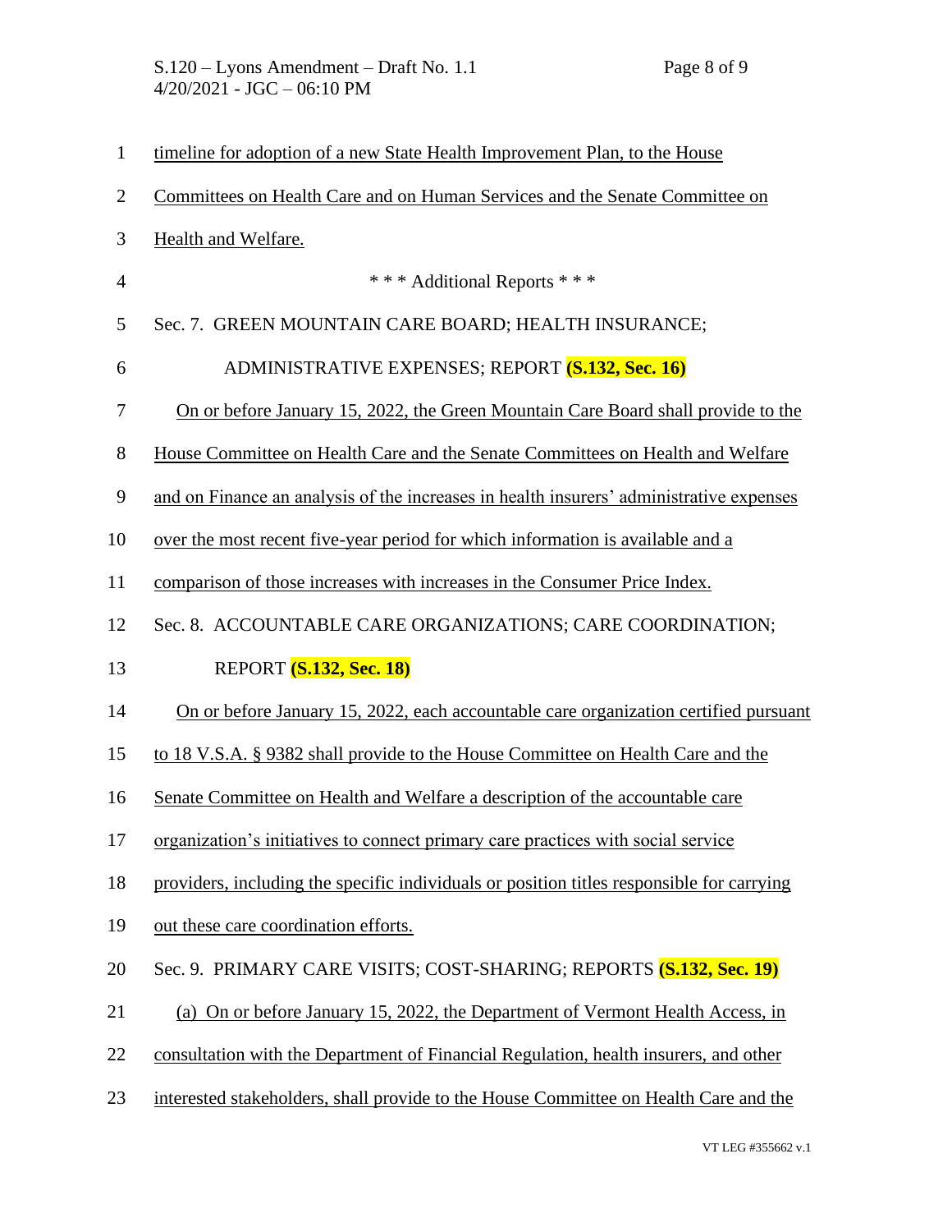timeline for adoption of a new State Health Improvement Plan, to the House Committees on Health Care and on Human Services and the Senate Committee on Health and Welfare.

\* \* \* Additional Reports \* \* \*

Sec. 7. GREEN MOUNTAIN CARE BOARD; HEALTH INSURANCE; ADMINISTRATIVE EXPENSES; REPORT **(S.132, Sec. 16)**

On or before January 15, 2022, the Green Mountain Care Board shall provide to the House Committee on Health Care and the Senate Committees on Health and Welfare and on Finance an analysis of the increases in health insurers' administrative expenses over the most recent five-year period for which information is available and a comparison of those increases with increases in the Consumer Price Index.

Sec. 8. ACCOUNTABLE CARE ORGANIZATIONS; CARE COORDINATION; REPORT **(S.132, Sec. 18)**

On or before January 15, 2022, each accountable care organization certified pursuant to 18 V.S.A. § 9382 shall provide to the House Committee on Health Care and the Senate Committee on Health and Welfare a description of the accountable care organization's initiatives to connect primary care practices with social service providers, including the specific individuals or position titles responsible for carrying out these care coordination efforts.

Sec. 9. PRIMARY CARE VISITS; COST-SHARING; REPORTS **(S.132, Sec. 19)**

(a) On or before January 15, 2022, the Department of Vermont Health Access, in consultation with the Department of Financial Regulation, health insurers, and other interested stakeholders, shall provide to the House Committee on Health Care and the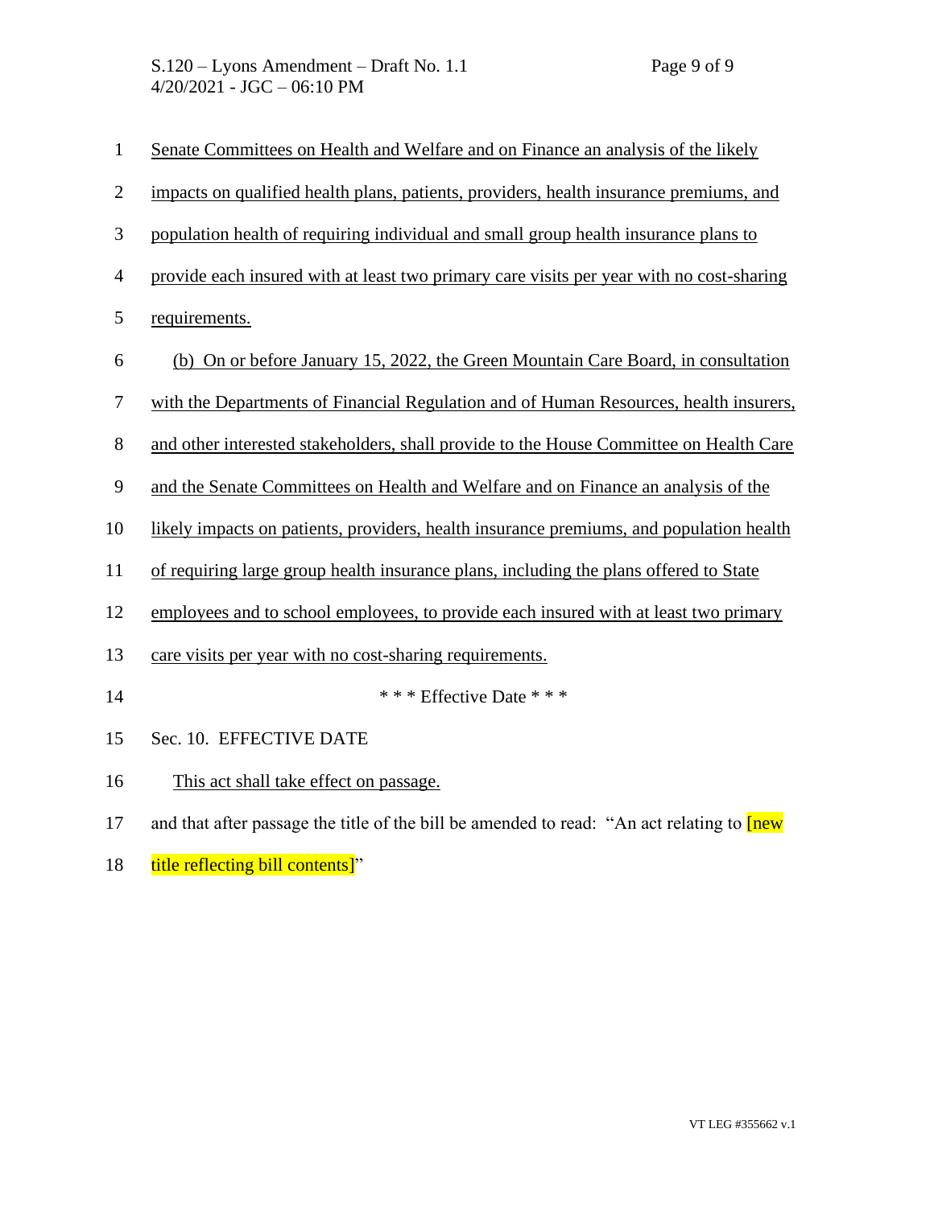Senate Committees on Health and Welfare and on Finance an analysis of the likely impacts on qualified health plans, patients, providers, health insurance premiums, and population health of requiring individual and small group health insurance plans to provide each insured with at least two primary care visits per year with no cost-sharing requirements.

(b) On or before January 15, 2022, the Green Mountain Care Board, in consultation with the Departments of Financial Regulation and of Human Resources, health insurers, and other interested stakeholders, shall provide to the House Committee on Health Care and the Senate Committees on Health and Welfare and on Finance an analysis of the likely impacts on patients, providers, health insurance premiums, and population health of requiring large group health insurance plans, including the plans offered to State employees and to school employees, to provide each insured with at least two primary care visits per year with no cost-sharing requirements.

\* \* \* Effective Date \* \* \*

Sec. 10. EFFECTIVE DATE

This act shall take effect on passage.

and that after passage the title of the bill be amended to read: "An act relating to [new title reflecting bill contents]"